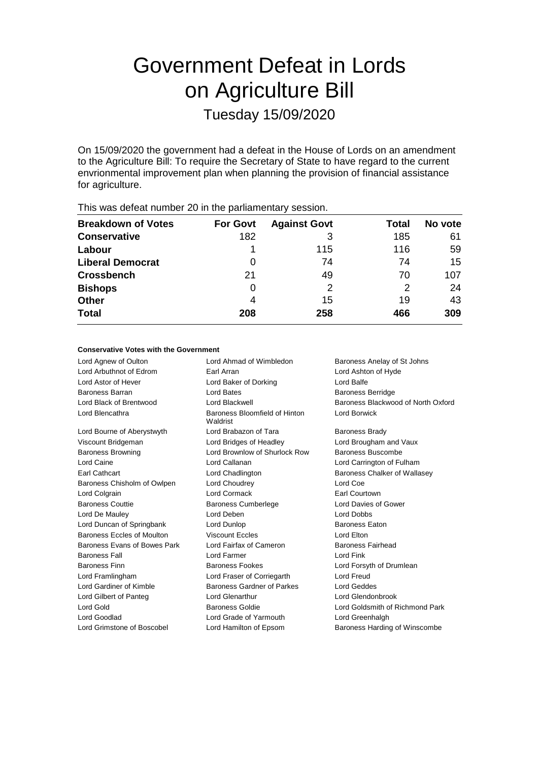# Government Defeat in Lords on Agriculture Bill

## Tuesday 15/09/2020

On 15/09/2020 the government had a defeat in the House of Lords on an amendment to the Agriculture Bill: To require the Secretary of State to have regard to the current envrionmental improvement plan when planning the provision of financial assistance for agriculture.

This was defeat number 20 in the parliamentary session.

| Breakdown of Votes | For Govt | Against Govt | Total | No vote |
|---|---|---|---|---|
| **Conservative** | 182 | 3 | 185 | 61 |
| **Labour** | 1 | 115 | 116 | 59 |
| **Liberal Democrat** | 0 | 74 | 74 | 15 |
| **Crossbench** | 21 | 49 | 70 | 107 |
| **Bishops** | 0 | 2 | 2 | 24 |
| **Other** | 4 | 15 | 19 | 43 |
| **Total** | **208** | **258** | **466** | **309** |

### Conservative Votes with the Government

Lord Agnew of Oulton
Lord Ahmad of Wimbledon
Baroness Anelay of St Johns
Lord Arbuthnot of Edrom
Earl Arran
Lord Ashton of Hyde
Lord Astor of Hever
Lord Baker of Dorking
Lord Balfe
Baroness Barran
Lord Bates
Baroness Berridge
Lord Black of Brentwood
Lord Blackwell
Baroness Blackwood of North Oxford
Lord Blencathra
Baroness Bloomfield of Hinton Waldrist
Lord Borwick
Lord Bourne of Aberystwyth
Lord Brabazon of Tara
Baroness Brady
Viscount Bridgeman
Lord Bridges of Headley
Lord Brougham and Vaux
Baroness Browning
Lord Brownlow of Shurlock Row
Baroness Buscombe
Lord Caine
Lord Callanan
Lord Carrington of Fulham
Earl Cathcart
Lord Chadlington
Baroness Chalker of Wallasey
Baroness Chisholm of Owlpen
Lord Choudrey
Lord Coe
Lord Colgrain
Lord Cormack
Earl Courtown
Baroness Couttie
Baroness Cumberlege
Lord Davies of Gower
Lord De Mauley
Lord Deben
Lord Dobbs
Lord Duncan of Springbank
Lord Dunlop
Baroness Eaton
Baroness Eccles of Moulton
Viscount Eccles
Lord Elton
Baroness Evans of Bowes Park
Lord Fairfax of Cameron
Baroness Fairhead
Baroness Fall
Lord Farmer
Lord Fink
Baroness Finn
Baroness Fookes
Lord Forsyth of Drumlean
Lord Framlingham
Lord Fraser of Corriegarth
Lord Freud
Lord Gardiner of Kimble
Baroness Gardner of Parkes
Lord Geddes
Lord Gilbert of Panteg
Lord Glenarthur
Lord Glendonbrook
Lord Gold
Baroness Goldie
Lord Goldsmith of Richmond Park
Lord Goodlad
Lord Grade of Yarmouth
Lord Greenhalgh
Lord Grimstone of Boscobel
Lord Hamilton of Epsom
Baroness Harding of Winscombe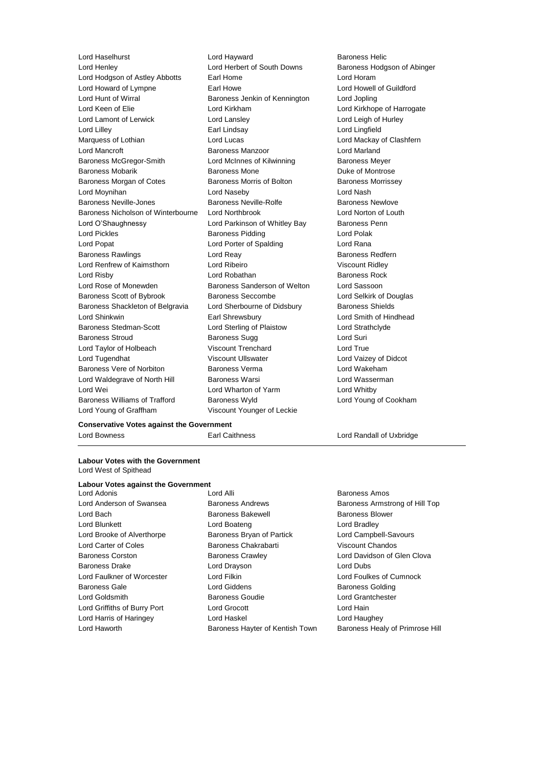Lord Haselhurst
Lord Hayward
Baroness Helic
Lord Henley
Lord Herbert of South Downs
Baroness Hodgson of Abinger
Lord Hodgson of Astley Abbotts
Earl Home
Lord Horam
Lord Howard of Lympne
Earl Howe
Lord Howell of Guildford
Lord Hunt of Wirral
Baroness Jenkin of Kennington
Lord Jopling
Lord Keen of Elie
Lord Kirkham
Lord Kirkhope of Harrogate
Lord Lamont of Lerwick
Lord Lansley
Lord Leigh of Hurley
Lord Lilley
Earl Lindsay
Lord Lingfield
Marquess of Lothian
Lord Lucas
Lord Mackay of Clashfern
Lord Mancroft
Baroness Manzoor
Lord Marland
Baroness McGregor-Smith
Lord McInnes of Kilwinning
Baroness Meyer
Baroness Mobarik
Baroness Mone
Duke of Montrose
Baroness Morgan of Cotes
Baroness Morris of Bolton
Baroness Morrissey
Lord Moynihan
Lord Naseby
Lord Nash
Baroness Neville-Jones
Baroness Neville-Rolfe
Baroness Newlove
Baroness Nicholson of Winterbourne
Lord Northbrook
Lord Norton of Louth
Lord O'Shaughnessy
Lord Parkinson of Whitley Bay
Baroness Penn
Lord Pickles
Baroness Pidding
Lord Polak
Lord Popat
Lord Porter of Spalding
Lord Rana
Baroness Rawlings
Lord Reay
Baroness Redfern
Lord Renfrew of Kaimsthorn
Lord Ribeiro
Viscount Ridley
Lord Risby
Lord Robathan
Baroness Rock
Lord Rose of Monewden
Baroness Sanderson of Welton
Lord Sassoon
Baroness Scott of Bybrook
Baroness Seccombe
Lord Selkirk of Douglas
Baroness Shackleton of Belgravia
Lord Sherbourne of Didsbury
Baroness Shields
Lord Shinkwin
Earl Shrewsbury
Lord Smith of Hindhead
Baroness Stedman-Scott
Lord Sterling of Plaistow
Lord Strathclyde
Baroness Stroud
Baroness Sugg
Lord Suri
Lord Taylor of Holbeach
Viscount Trenchard
Lord True
Lord Tugendhat
Viscount Ullswater
Lord Vaizey of Didcot
Baroness Vere of Norbiton
Baroness Verma
Lord Wakeham
Lord Waldegrave of North Hill
Baroness Warsi
Lord Wasserman
Lord Wei
Lord Wharton of Yarm
Lord Whitby
Baroness Williams of Trafford
Baroness Wyld
Lord Young of Cookham
Lord Young of Graffham
Viscount Younger of Leckie

**Conservative Votes against the Government**

Lord Bowness
Earl Caithness
Lord Randall of Uxbridge

---

**Labour Votes with the Government**

Lord West of Spithead

**Labour Votes against the Government**

Lord Adonis
Lord Alli
Baroness Amos
Lord Anderson of Swansea
Baroness Andrews
Baroness Armstrong of Hill Top
Lord Bach
Baroness Bakewell
Baroness Blower
Lord Blunkett
Lord Boateng
Lord Bradley
Lord Brooke of Alverthorpe
Baroness Bryan of Partick
Lord Campbell-Savours
Lord Carter of Coles
Baroness Chakrabarti
Viscount Chandos
Baroness Corston
Baroness Crawley
Lord Davidson of Glen Clova
Baroness Drake
Lord Drayson
Lord Dubs
Lord Faulkner of Worcester
Lord Filkin
Lord Foulkes of Cumnock
Baroness Gale
Lord Giddens
Baroness Golding
Lord Goldsmith
Baroness Goudie
Lord Grantchester
Lord Griffiths of Burry Port
Lord Grocott
Lord Hain
Lord Harris of Haringey
Lord Haskel
Lord Haughey
Lord Haworth
Baroness Hayter of Kentish Town
Baroness Healy of Primrose Hill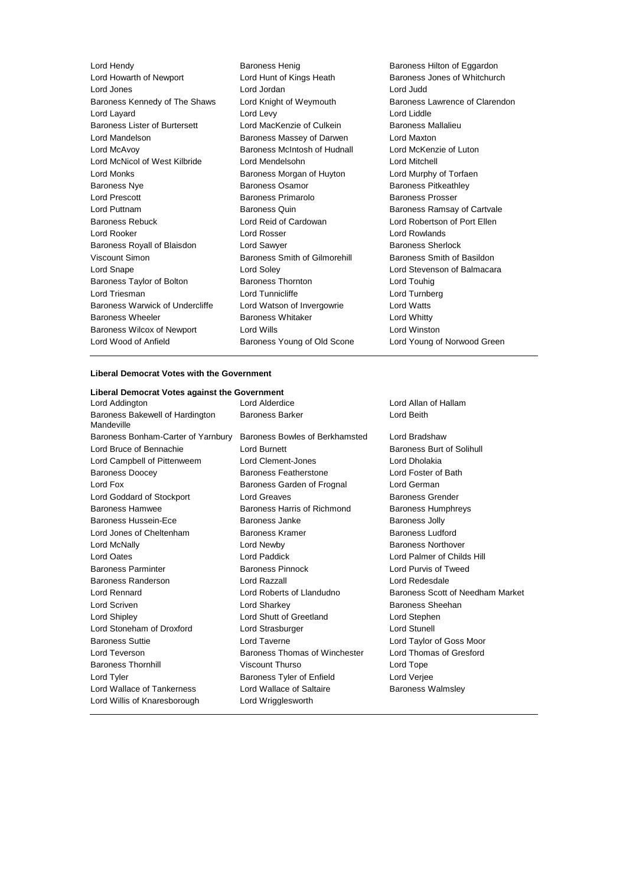Lord Hendy
Baroness Henig
Baroness Hilton of Eggardon
Lord Howarth of Newport
Lord Hunt of Kings Heath
Baroness Jones of Whitchurch
Lord Jones
Lord Jordan
Lord Judd
Baroness Kennedy of The Shaws
Lord Knight of Weymouth
Baroness Lawrence of Clarendon
Lord Layard
Lord Levy
Lord Liddle
Baroness Lister of Burtersett
Lord MacKenzie of Culkein
Baroness Mallalieu
Lord Mandelson
Baroness Massey of Darwen
Lord Maxton
Lord McAvoy
Baroness McIntosh of Hudnall
Lord McKenzie of Luton
Lord McNicol of West Kilbride
Lord Mendelsohn
Lord Mitchell
Lord Monks
Baroness Morgan of Huyton
Lord Murphy of Torfaen
Baroness Nye
Baroness Osamor
Baroness Pitkeathley
Lord Prescott
Baroness Primarolo
Baroness Prosser
Lord Puttnam
Baroness Quin
Baroness Ramsay of Cartvale
Baroness Rebuck
Lord Reid of Cardowan
Lord Robertson of Port Ellen
Lord Rooker
Lord Rosser
Lord Rowlands
Baroness Royall of Blaisdon
Lord Sawyer
Baroness Sherlock
Viscount Simon
Baroness Smith of Gilmorehill
Baroness Smith of Basildon
Lord Snape
Lord Soley
Lord Stevenson of Balmacara
Baroness Taylor of Bolton
Baroness Thornton
Lord Touhig
Lord Triesman
Lord Tunnicliffe
Lord Turnberg
Baroness Warwick of Undercliffe
Lord Watson of Invergowrie
Lord Watts
Baroness Wheeler
Baroness Whitaker
Lord Whitty
Baroness Wilcox of Newport
Lord Wills
Lord Winston
Lord Wood of Anfield
Baroness Young of Old Scone
Lord Young of Norwood Green

**Liberal Democrat Votes with the Government**

**Liberal Democrat Votes against the Government**

Lord Addington
Lord Alderdice
Lord Allan of Hallam
Baroness Bakewell of Hardington Mandeville
Baroness Barker
Lord Beith
Baroness Bonham-Carter of Yarnbury
Baroness Bowles of Berkhamsted
Lord Bradshaw
Lord Bruce of Bennachie
Lord Burnett
Baroness Burt of Solihull
Lord Campbell of Pittenweem
Lord Clement-Jones
Lord Dholakia
Baroness Doocey
Baroness Featherstone
Lord Foster of Bath
Lord Fox
Baroness Garden of Frognal
Lord German
Lord Goddard of Stockport
Lord Greaves
Baroness Grender
Baroness Hamwee
Baroness Harris of Richmond
Baroness Humphreys
Baroness Hussein-Ece
Baroness Janke
Baroness Jolly
Lord Jones of Cheltenham
Baroness Kramer
Baroness Ludford
Lord McNally
Lord Newby
Baroness Northover
Lord Oates
Lord Paddick
Lord Palmer of Childs Hill
Baroness Parminter
Baroness Pinnock
Lord Purvis of Tweed
Baroness Randerson
Lord Razzall
Lord Redesdale
Lord Rennard
Lord Roberts of Llandudno
Baroness Scott of Needham Market
Lord Scriven
Lord Sharkey
Baroness Sheehan
Lord Shipley
Lord Shutt of Greetland
Lord Stephen
Lord Stoneham of Droxford
Lord Strasburger
Lord Stunell
Baroness Suttie
Lord Taverne
Lord Taylor of Goss Moor
Lord Teverson
Baroness Thomas of Winchester
Lord Thomas of Gresford
Baroness Thornhill
Viscount Thurso
Lord Tope
Lord Tyler
Baroness Tyler of Enfield
Lord Verjee
Lord Wallace of Tankerness
Lord Wallace of Saltaire
Baroness Walmsley
Lord Willis of Knaresborough
Lord Wrigglesworth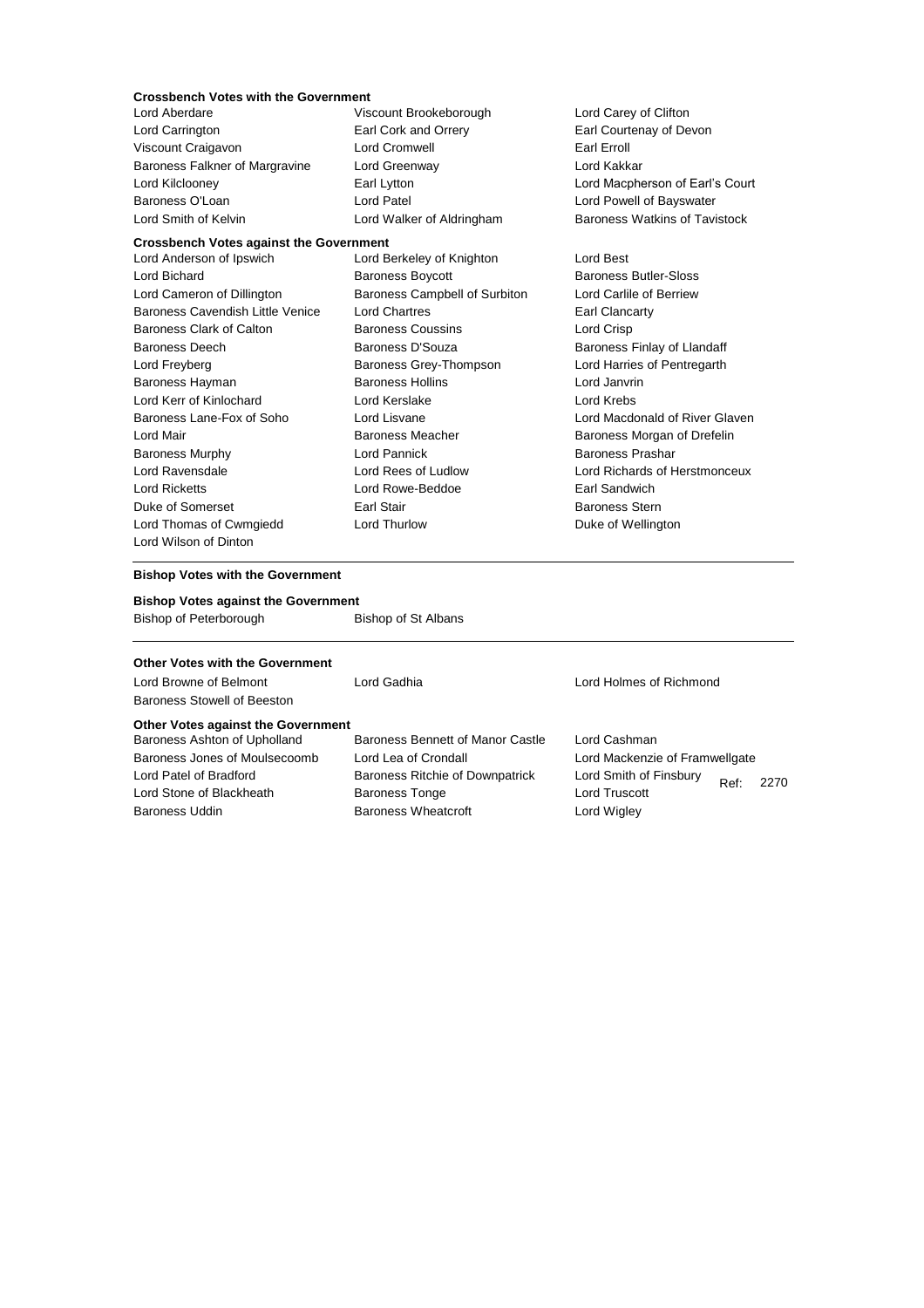**Crossbench Votes with the Government**

Lord Aberdare, Viscount Brookeborough, Lord Carey of Clifton, Lord Carrington, Earl Cork and Orrery, Earl Courtenay of Devon, Viscount Craigavon, Lord Cromwell, Earl Erroll, Baroness Falkner of Margravine, Lord Greenway, Lord Kakkar, Lord Kilclooney, Earl Lytton, Lord Macpherson of Earl's Court, Baroness O'Loan, Lord Patel, Lord Powell of Bayswater, Lord Smith of Kelvin, Lord Walker of Aldringham, Baroness Watkins of Tavistock

**Crossbench Votes against the Government**

Lord Anderson of Ipswich, Lord Berkeley of Knighton, Lord Best, Lord Bichard, Baroness Boycott, Baroness Butler-Sloss, Lord Cameron of Dillington, Baroness Campbell of Surbiton, Lord Carlile of Berriew, Baroness Cavendish Little Venice, Lord Chartres, Earl Clancarty, Baroness Clark of Calton, Baroness Coussins, Lord Crisp, Baroness Deech, Baroness D'Souza, Baroness Finlay of Llandaff, Lord Freyberg, Baroness Grey-Thompson, Lord Harries of Pentregarth, Baroness Hayman, Baroness Hollins, Lord Janvrin, Lord Kerr of Kinlochard, Lord Kerslake, Lord Krebs, Baroness Lane-Fox of Soho, Lord Lisvane, Lord Macdonald of River Glaven, Lord Mair, Baroness Meacher, Baroness Morgan of Drefelin, Baroness Murphy, Lord Pannick, Baroness Prashar, Lord Ravensdale, Lord Rees of Ludlow, Lord Richards of Herstmonceux, Lord Ricketts, Lord Rowe-Beddoe, Earl Sandwich, Duke of Somerset, Earl Stair, Baroness Stern, Lord Thomas of Cwmgiedd, Lord Thurlow, Duke of Wellington, Lord Wilson of Dinton

---

**Bishop Votes with the Government**

**Bishop Votes against the Government**

Bishop of Peterborough, Bishop of St Albans

---

**Other Votes with the Government**

Lord Browne of Belmont, Lord Gadhia, Lord Holmes of Richmond, Baroness Stowell of Beeston

**Other Votes against the Government**

Baroness Ashton of Upholland, Baroness Bennett of Manor Castle, Lord Cashman, Baroness Jones of Moulsecoomb, Lord Lea of Crondall, Lord Mackenzie of Framwellgate, Lord Patel of Bradford, Baroness Ritchie of Downpatrick, Lord Smith of Finsbury, Lord Stone of Blackheath, Baroness Tonge, Lord Truscott, Baroness Uddin, Baroness Wheatcroft, Lord Wigley

Ref: 2270